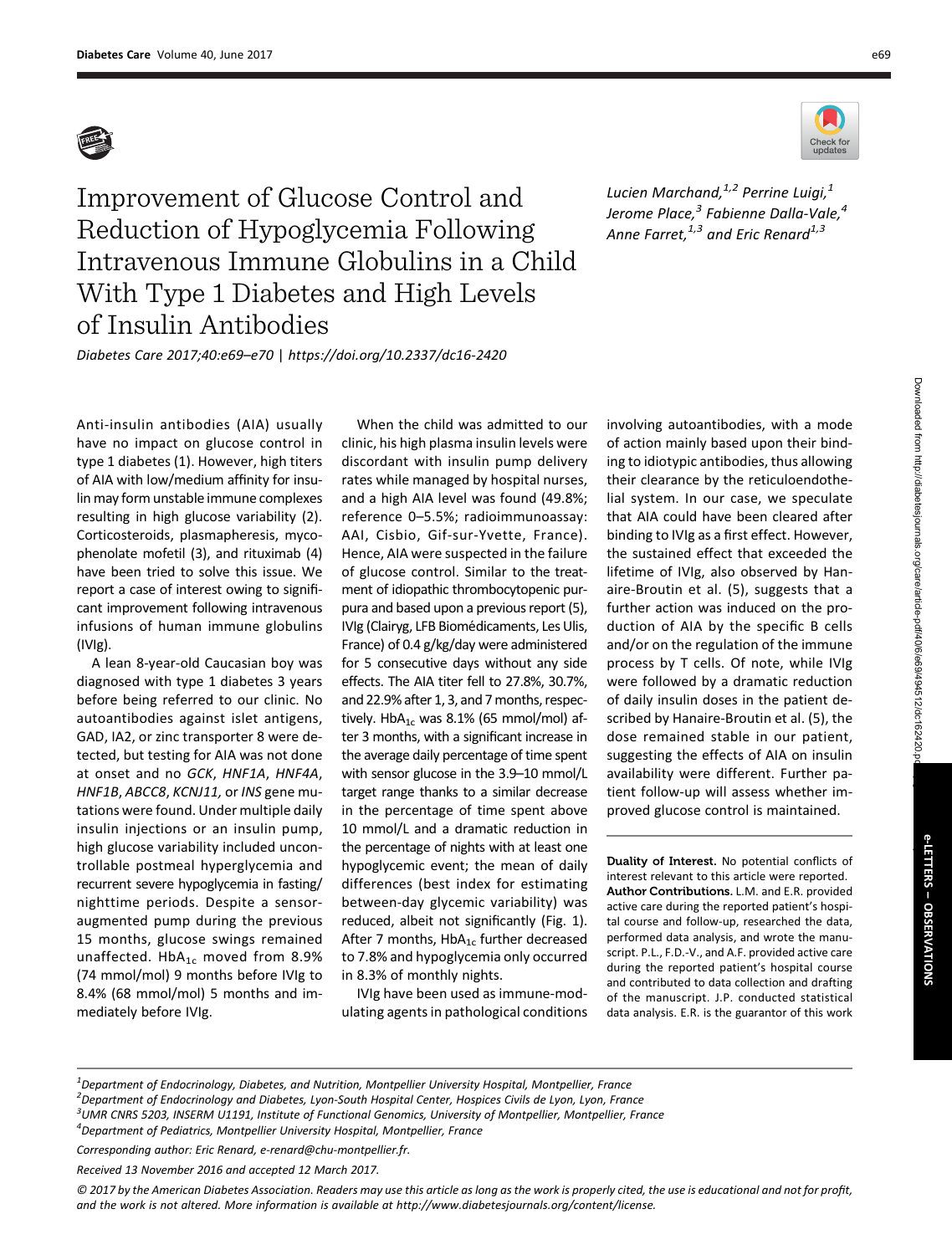# Improvement of Glucose Control and Reduction of Hypoglycemia Following Intravenous Immune Globulins in a Child With Type 1 Diabetes and High Levels of Insulin Antibodies

Diabetes Care 2017;40:e69–e70 | https://doi.org/10.2337/dc16-2420

*Lucien Marchand,[1,2] Perrine Luigi,[1] Jerome Place,[3] Fabienne Dalla-Vale,[4] Anne Farret,[1,3] and Eric Renard[1,3]*

Anti-insulin antibodies (AIA) usually have no impact on glucose control in type 1 diabetes (1). However, high titers of AIA with low/medium affinity for insulin may form unstable immune complexes resulting in high glucose variability (2). Corticosteroids, plasmapheresis, mycophenolate mofetil (3), and rituximab (4) have been tried to solve this issue. We report a case of interest owing to significant improvement following intravenous infusions of human immune globulins (IVIg).

A lean 8-year-old Caucasian boy was diagnosed with type 1 diabetes 3 years before being referred to our clinic. No autoantibodies against islet antigens, GAD, IA2, or zinc transporter 8 were detected, but testing for AIA was not done at onset and no *GCK*, *HNF1A*, *HNF4A*, *HNF1B*, *ABCC8*, *KCNJ11,* or *INS* gene mutations were found. Under multiple daily insulin injections or an insulin pump, high glucose variability included uncontrollable postmeal hyperglycemia and recurrent severe hypoglycemia in fasting/nighttime periods. Despite a sensor-augmented pump during the previous 15 months, glucose swings remained unaffected. $HbA_{1c}$ moved from 8.9% (74 mmol/mol) 9 months before IVIg to 8.4% (68 mmol/mol) 5 months and immediately before IVIg.

When the child was admitted to our clinic, his high plasma insulin levels were discordant with insulin pump delivery rates while managed by hospital nurses, and a high AIA level was found (49.8%; reference 0–5.5%; radioimmunoassay: AAI, Cisbio, Gif-sur-Yvette, France). Hence, AIA were suspected in the failure of glucose control. Similar to the treatment of idiopathic thrombocytopenic purpura and based upon a previous report (5), IVIg (Clairyg, LFB Biomédicaments, Les Ulis, France) of 0.4 g/kg/day were administered for 5 consecutive days without any side effects. The AIA titer fell to 27.8%, 30.7%, and 22.9% after 1, 3, and 7 months, respectively. $HbA_{1c}$ was 8.1% (65 mmol/mol) after 3 months, with a significant increase in the average daily percentage of time spent with sensor glucose in the 3.9–10 mmol/L target range thanks to a similar decrease in the percentage of time spent above 10 mmol/L and a dramatic reduction in the percentage of nights with at least one hypoglycemic event; the mean of daily differences (best index for estimating between-day glycemic variability) was reduced, albeit not significantly (Fig. 1). After 7 months, $HbA_{1c}$ further decreased to 7.8% and hypoglycemia only occurred in 8.3% of monthly nights.

IVIg have been used as immune-modulating agents in pathological conditions involving autoantibodies, with a mode of action mainly based upon their binding to idiotypic antibodies, thus allowing their clearance by the reticuloendothelial system. In our case, we speculate that AIA could have been cleared after binding to IVIg as a first effect. However, the sustained effect that exceeded the lifetime of IVIg, also observed by Hanaire-Broutin et al. (5), suggests that a further action was induced on the production of AIA by the specific B cells and/or on the regulation of the immune process by T cells. Of note, while IVIg were followed by a dramatic reduction of daily insulin doses in the patient described by Hanaire-Broutin et al. (5), the dose remained stable in our patient, suggesting the effects of AIA on insulin availability were different. Further patient follow-up will assess whether improved glucose control is maintained.

**Duality of Interest.** No potential conflicts of interest relevant to this article were reported.

**Author Contributions.** L.M. and E.R. provided active care during the reported patient's hospital course and follow-up, researched the data, performed data analysis, and wrote the manuscript. P.L., F.D.-V., and A.F. provided active care during the reported patient's hospital course and contributed to data collection and drafting of the manuscript. J.P. conducted statistical data analysis. E.R. is the guarantor of this work

[1]Department of Endocrinology, Diabetes, and Nutrition, Montpellier University Hospital, Montpellier, France
[2]Department of Endocrinology and Diabetes, Lyon-South Hospital Center, Hospices Civils de Lyon, Lyon, France
[3]UMR CNRS 5203, INSERM U1191, Institute of Functional Genomics, University of Montpellier, Montpellier, France
[4]Department of Pediatrics, Montpellier University Hospital, Montpellier, France

Corresponding author: Eric Renard, e-renard@chu-montpellier.fr.

Received 13 November 2016 and accepted 12 March 2017.

© 2017 by the American Diabetes Association. Readers may use this article as long as the work is properly cited, the use is educational and not for profit, and the work is not altered. More information is available at http://www.diabetesjournals.org/content/license.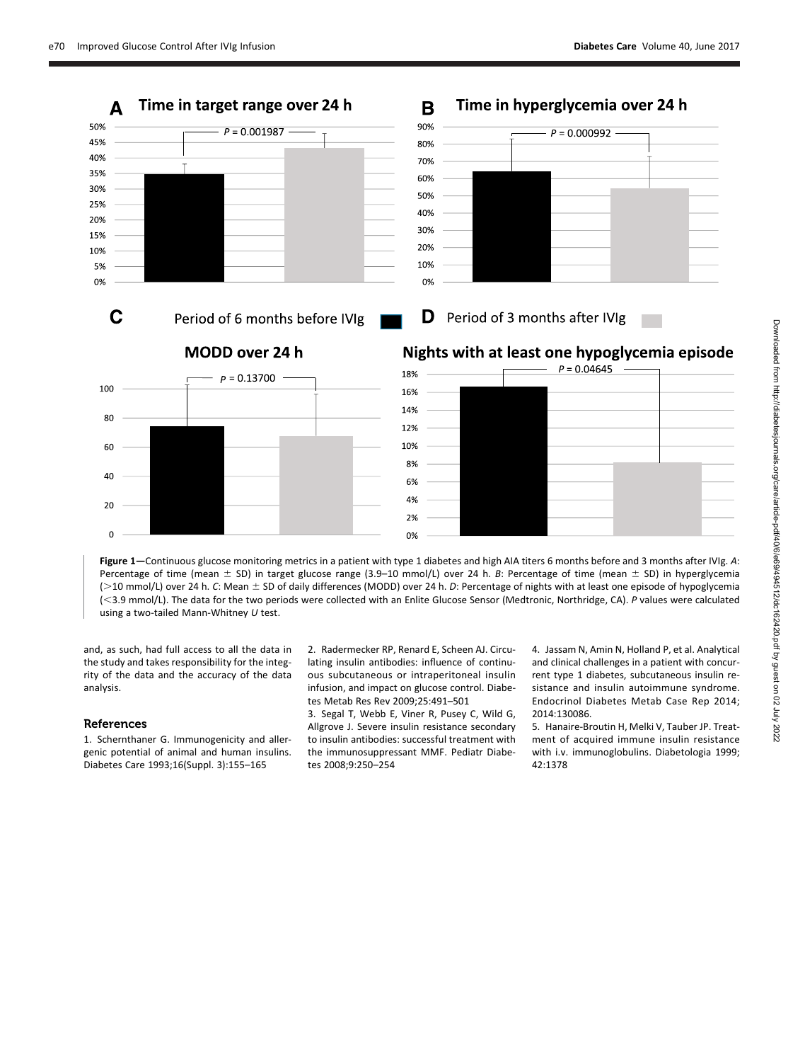A **Time in target range over 24 h**

50%
45%
40%
35%
30%
25%
20%
15%
10%
5%
0%

$P$ = 0.001987

B **Time in hyperglycemia over 24 h**

90%
80%
70%
60%
50%
40%
30%
20%
10%
0%

$P$ = 0.000992

C Period of 6 months before IVIg

D Period of 3 months after IVIg

**MODD over 24 h**

100
80
60
40
20
0

$P$ = 0.13700

**Nights with at least one hypoglycemia episode**

18%
16%
14%
12%
10%
8%
6%
4%
2%
0%

$P$ = 0.04645

**Figure 1**—Continuous glucose monitoring metrics in a patient with type 1 diabetes and high AIA titers 6 months before and 3 months after IVIg. *A*: Percentage of time (mean ± SD) in target glucose range (3.9–10 mmol/L) over 24 h. *B*: Percentage of time (mean ± SD) in hyperglycemia (>10 mmol/L) over 24 h. *C*: Mean ± SD of daily differences (MODD) over 24 h. *D*: Percentage of nights with at least one episode of hypoglycemia (<3.9 mmol/L). The data for the two periods were collected with an Enlite Glucose Sensor (Medtronic, Northridge, CA). *P* values were calculated using a two-tailed Mann-Whitney *U* test.

and, as such, had full access to all the data in the study and takes responsibility for the integrity of the data and the accuracy of the data analysis.

## References

1. Schernthaner G. Immunogenicity and allergenic potential of animal and human insulins. Diabetes Care 1993;16(Suppl. 3):155–165
2. Radermecker RP, Renard E, Scheen AJ. Circulating insulin antibodies: influence of continuous subcutaneous or intraperitoneal insulin infusion, and impact on glucose control. Diabetes Metab Res Rev 2009;25:491–501
3. Segal T, Webb E, Viner R, Pusey C, Wild G, Allgrove J. Severe insulin resistance secondary to insulin antibodies: successful treatment with the immunosuppressant MMF. Pediatr Diabetes 2008;9:250–254
4. Jassam N, Amin N, Holland P, et al. Analytical and clinical challenges in a patient with concurrent type 1 diabetes, subcutaneous insulin resistance and insulin autoimmune syndrome. Endocrinol Diabetes Metab Case Rep 2014; 2014:130086.
5. Hanaire-Broutin H, Melki V, Tauber JP. Treatment of acquired immune insulin resistance with i.v. immunoglobulins. Diabetologia 1999; 42:1378